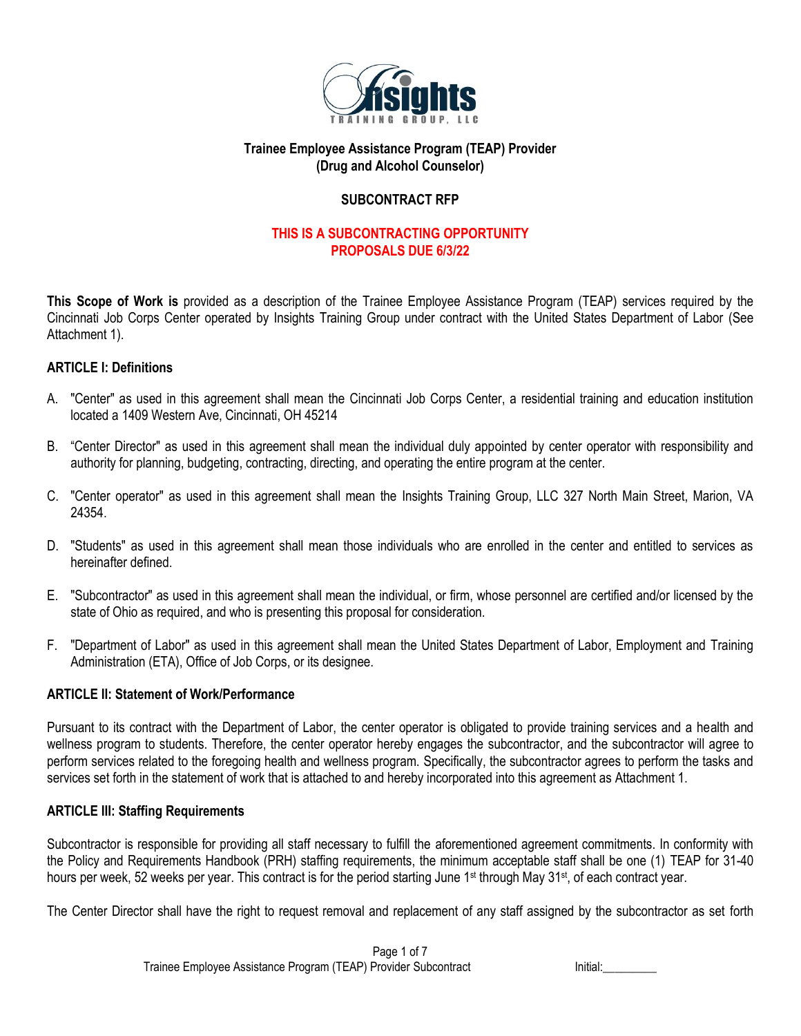**Trainee Employee Assistance Program (TEAP) Provider**
**(Drug and Alcohol Counselor)**

**SUBCONTRACT RFP**

**THIS IS A SUBCONTRACTING OPPORTUNITY**
**PROPOSALS DUE 6/3/22**

**This Scope of Work is** provided as a description of the Trainee Employee Assistance Program (TEAP) services required by the Cincinnati Job Corps Center operated by Insights Training Group under contract with the United States Department of Labor (See Attachment 1).

## ARTICLE I: Definitions

A. "Center" as used in this agreement shall mean the Cincinnati Job Corps Center, a residential training and education institution located a 1409 Western Ave, Cincinnati, OH 45214

B. "Center Director" as used in this agreement shall mean the individual duly appointed by center operator with responsibility and authority for planning, budgeting, contracting, directing, and operating the entire program at the center.

C. "Center operator" as used in this agreement shall mean the Insights Training Group, LLC 327 North Main Street, Marion, VA 24354.

D. "Students" as used in this agreement shall mean those individuals who are enrolled in the center and entitled to services as hereinafter defined.

E. "Subcontractor" as used in this agreement shall mean the individual, or firm, whose personnel are certified and/or licensed by the state of Ohio as required, and who is presenting this proposal for consideration.

F. "Department of Labor" as used in this agreement shall mean the United States Department of Labor, Employment and Training Administration (ETA), Office of Job Corps, or its designee.

## ARTICLE II: Statement of Work/Performance

Pursuant to its contract with the Department of Labor, the center operator is obligated to provide training services and a health and wellness program to students. Therefore, the center operator hereby engages the subcontractor, and the subcontractor will agree to perform services related to the foregoing health and wellness program. Specifically, the subcontractor agrees to perform the tasks and services set forth in the statement of work that is attached to and hereby incorporated into this agreement as Attachment 1.

## ARTICLE III: Staffing Requirements

Subcontractor is responsible for providing all staff necessary to fulfill the aforementioned agreement commitments. In conformity with the Policy and Requirements Handbook (PRH) staffing requirements, the minimum acceptable staff shall be one (1) TEAP for 31-40 hours per week, 52 weeks per year. This contract is for the period starting June 1st through May 31st, of each contract year.

The Center Director shall have the right to request removal and replacement of any staff assigned by the subcontractor as set forth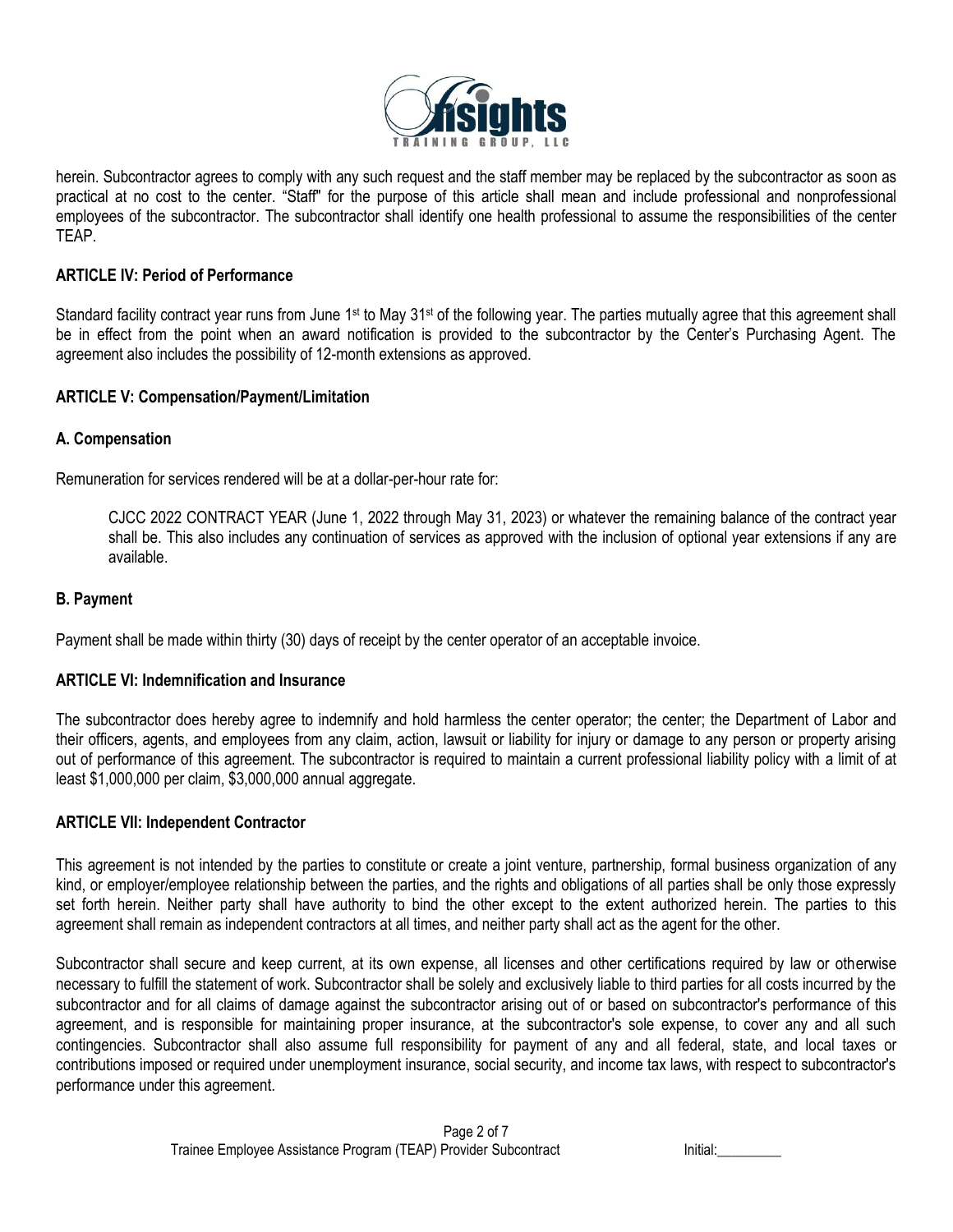herein. Subcontractor agrees to comply with any such request and the staff member may be replaced by the subcontractor as soon as practical at no cost to the center. "Staff" for the purpose of this article shall mean and include professional and nonprofessional employees of the subcontractor. The subcontractor shall identify one health professional to assume the responsibilities of the center TEAP.

**ARTICLE IV: Period of Performance**

Standard facility contract year runs from June 1st to May 31st of the following year. The parties mutually agree that this agreement shall be in effect from the point when an award notification is provided to the subcontractor by the Center's Purchasing Agent. The agreement also includes the possibility of 12-month extensions as approved.

**ARTICLE V: Compensation/Payment/Limitation**

**A. Compensation**

Remuneration for services rendered will be at a dollar-per-hour rate for:

> CJCC 2022 CONTRACT YEAR (June 1, 2022 through May 31, 2023) or whatever the remaining balance of the contract year shall be. This also includes any continuation of services as approved with the inclusion of optional year extensions if any are available.

**B. Payment**

Payment shall be made within thirty (30) days of receipt by the center operator of an acceptable invoice.

**ARTICLE VI: Indemnification and Insurance**

The subcontractor does hereby agree to indemnify and hold harmless the center operator; the center; the Department of Labor and their officers, agents, and employees from any claim, action, lawsuit or liability for injury or damage to any person or property arising out of performance of this agreement. The subcontractor is required to maintain a current professional liability policy with a limit of at least $1,000,000 per claim, $3,000,000 annual aggregate.

**ARTICLE VII: Independent Contractor**

This agreement is not intended by the parties to constitute or create a joint venture, partnership, formal business organization of any kind, or employer/employee relationship between the parties, and the rights and obligations of all parties shall be only those expressly set forth herein. Neither party shall have authority to bind the other except to the extent authorized herein. The parties to this agreement shall remain as independent contractors at all times, and neither party shall act as the agent for the other.

Subcontractor shall secure and keep current, at its own expense, all licenses and other certifications required by law or otherwise necessary to fulfill the statement of work. Subcontractor shall be solely and exclusively liable to third parties for all costs incurred by the subcontractor and for all claims of damage against the subcontractor arising out of or based on subcontractor's performance of this agreement, and is responsible for maintaining proper insurance, at the subcontractor's sole expense, to cover any and all such contingencies. Subcontractor shall also assume full responsibility for payment of any and all federal, state, and local taxes or contributions imposed or required under unemployment insurance, social security, and income tax laws, with respect to subcontractor's performance under this agreement.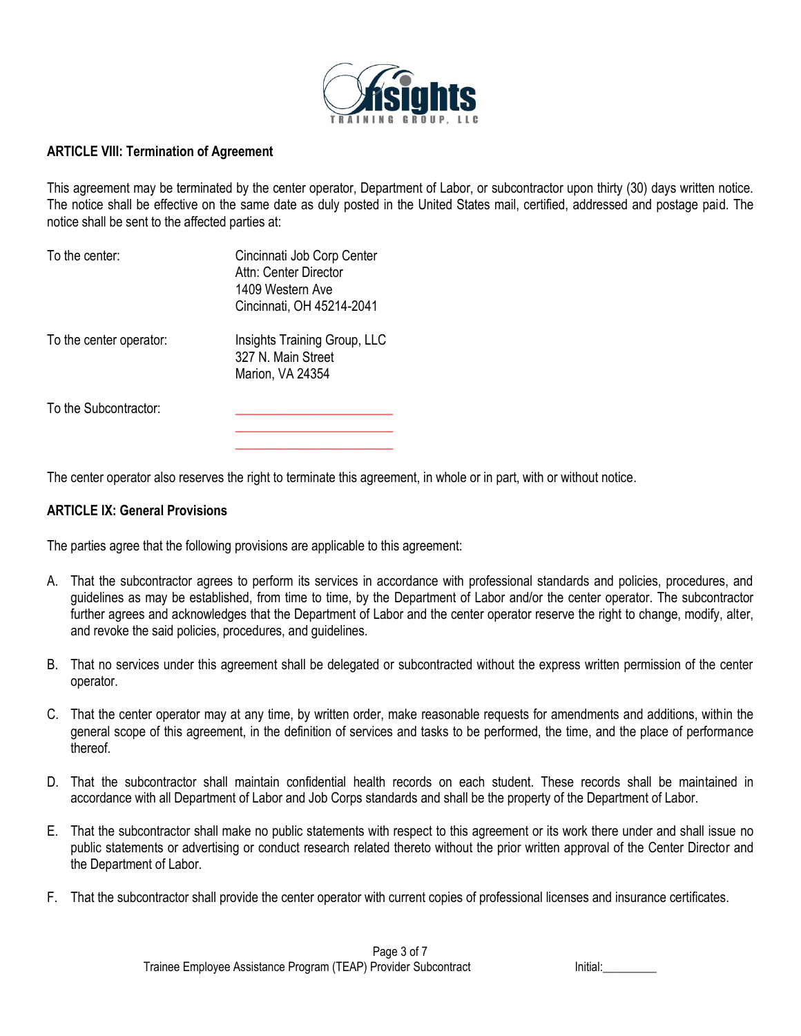### ARTICLE VIII: Termination of Agreement

This agreement may be terminated by the center operator, Department of Labor, or subcontractor upon thirty (30) days written notice. The notice shall be effective on the same date as duly posted in the United States mail, certified, addressed and postage paid. The notice shall be sent to the affected parties at:

To the center:

Cincinnati Job Corp Center
Attn: Center Director
1409 Western Ave
Cincinnati, OH 45214-2041

To the center operator:

Insights Training Group, LLC
327 N. Main Street
Marion, VA 24354

To the Subcontractor:

\_\_\_\_\_\_\_\_\_\_\_\_\_\_\_\_\_\_\_\_\_\_\_\_
\_\_\_\_\_\_\_\_\_\_\_\_\_\_\_\_\_\_\_\_\_\_\_\_
\_\_\_\_\_\_\_\_\_\_\_\_\_\_\_\_\_\_\_\_\_\_\_\_

The center operator also reserves the right to terminate this agreement, in whole or in part, with or without notice.

### ARTICLE IX: General Provisions

The parties agree that the following provisions are applicable to this agreement:

A. That the subcontractor agrees to perform its services in accordance with professional standards and policies, procedures, and guidelines as may be established, from time to time, by the Department of Labor and/or the center operator. The subcontractor further agrees and acknowledges that the Department of Labor and the center operator reserve the right to change, modify, alter, and revoke the said policies, procedures, and guidelines.

B. That no services under this agreement shall be delegated or subcontracted without the express written permission of the center operator.

C. That the center operator may at any time, by written order, make reasonable requests for amendments and additions, within the general scope of this agreement, in the definition of services and tasks to be performed, the time, and the place of performance thereof.

D. That the subcontractor shall maintain confidential health records on each student. These records shall be maintained in accordance with all Department of Labor and Job Corps standards and shall be the property of the Department of Labor.

E. That the subcontractor shall make no public statements with respect to this agreement or its work there under and shall issue no public statements or advertising or conduct research related thereto without the prior written approval of the Center Director and the Department of Labor.

F. That the subcontractor shall provide the center operator with current copies of professional licenses and insurance certificates.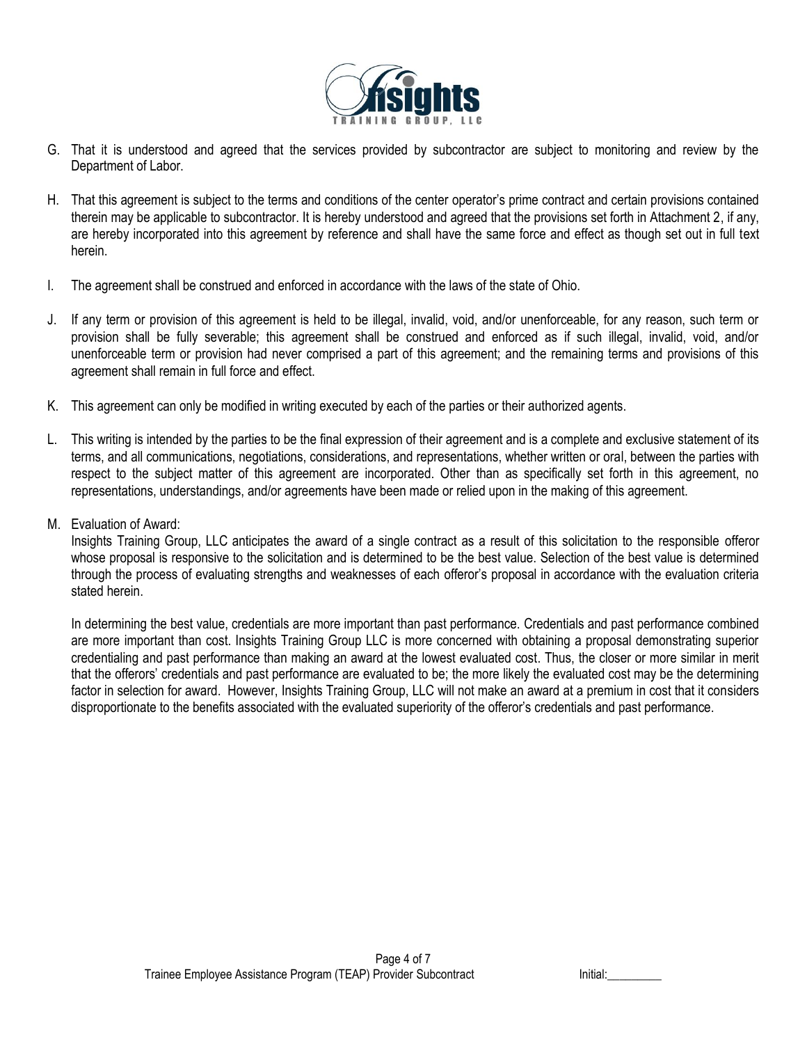G. That it is understood and agreed that the services provided by subcontractor are subject to monitoring and review by the Department of Labor.

H. That this agreement is subject to the terms and conditions of the center operator's prime contract and certain provisions contained therein may be applicable to subcontractor. It is hereby understood and agreed that the provisions set forth in Attachment 2, if any, are hereby incorporated into this agreement by reference and shall have the same force and effect as though set out in full text herein.

I. The agreement shall be construed and enforced in accordance with the laws of the state of Ohio.

J. If any term or provision of this agreement is held to be illegal, invalid, void, and/or unenforceable, for any reason, such term or provision shall be fully severable; this agreement shall be construed and enforced as if such illegal, invalid, void, and/or unenforceable term or provision had never comprised a part of this agreement; and the remaining terms and provisions of this agreement shall remain in full force and effect.

K. This agreement can only be modified in writing executed by each of the parties or their authorized agents.

L. This writing is intended by the parties to be the final expression of their agreement and is a complete and exclusive statement of its terms, and all communications, negotiations, considerations, and representations, whether written or oral, between the parties with respect to the subject matter of this agreement are incorporated. Other than as specifically set forth in this agreement, no representations, understandings, and/or agreements have been made or relied upon in the making of this agreement.

M. Evaluation of Award:
Insights Training Group, LLC anticipates the award of a single contract as a result of this solicitation to the responsible offeror whose proposal is responsive to the solicitation and is determined to be the best value. Selection of the best value is determined through the process of evaluating strengths and weaknesses of each offeror's proposal in accordance with the evaluation criteria stated herein.

In determining the best value, credentials are more important than past performance. Credentials and past performance combined are more important than cost. Insights Training Group LLC is more concerned with obtaining a proposal demonstrating superior credentialing and past performance than making an award at the lowest evaluated cost. Thus, the closer or more similar in merit that the offerors' credentials and past performance are evaluated to be; the more likely the evaluated cost may be the determining factor in selection for award. However, Insights Training Group, LLC will not make an award at a premium in cost that it considers disproportionate to the benefits associated with the evaluated superiority of the offeror's credentials and past performance.

Initial:_________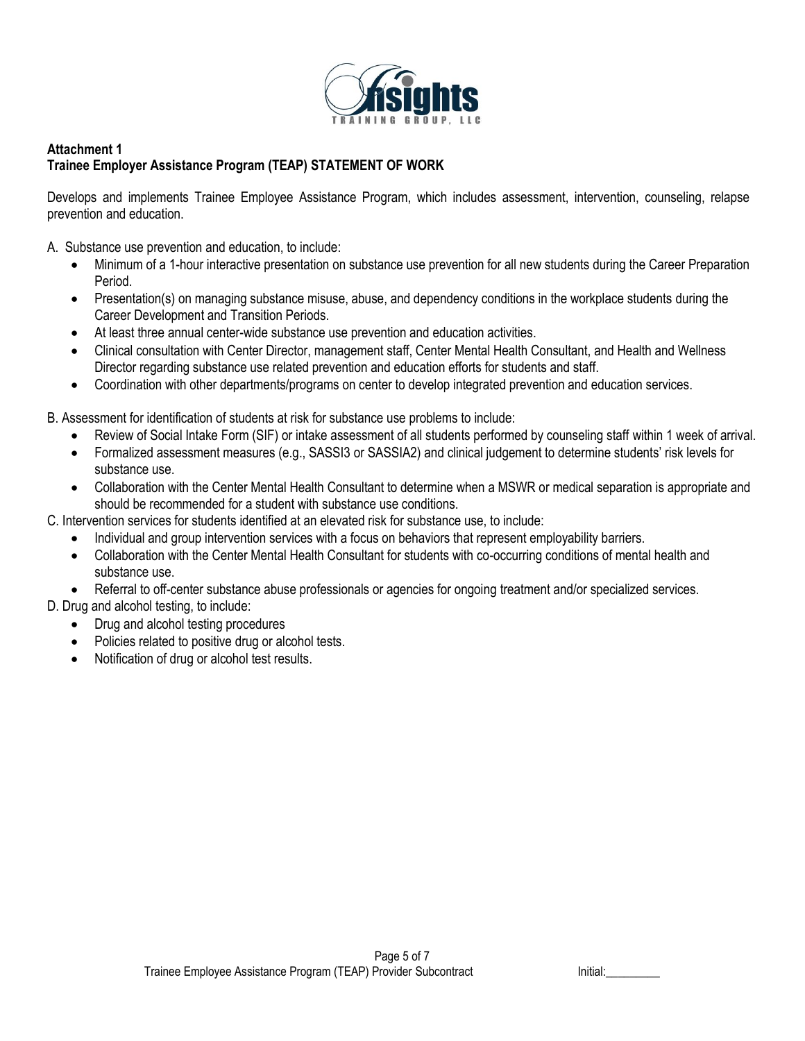**Attachment 1**
**Trainee Employer Assistance Program (TEAP) STATEMENT OF WORK**

Develops and implements Trainee Employee Assistance Program, which includes assessment, intervention, counseling, relapse prevention and education.

A. Substance use prevention and education, to include:

- Minimum of a 1-hour interactive presentation on substance use prevention for all new students during the Career Preparation Period.
- Presentation(s) on managing substance misuse, abuse, and dependency conditions in the workplace students during the Career Development and Transition Periods.
- At least three annual center-wide substance use prevention and education activities.
- Clinical consultation with Center Director, management staff, Center Mental Health Consultant, and Health and Wellness Director regarding substance use related prevention and education efforts for students and staff.
- Coordination with other departments/programs on center to develop integrated prevention and education services.

B. Assessment for identification of students at risk for substance use problems to include:

- Review of Social Intake Form (SIF) or intake assessment of all students performed by counseling staff within 1 week of arrival.
- Formalized assessment measures (e.g., SASSI3 or SASSIA2) and clinical judgement to determine students' risk levels for substance use.
- Collaboration with the Center Mental Health Consultant to determine when a MSWR or medical separation is appropriate and should be recommended for a student with substance use conditions.

C. Intervention services for students identified at an elevated risk for substance use, to include:

- Individual and group intervention services with a focus on behaviors that represent employability barriers.
- Collaboration with the Center Mental Health Consultant for students with co-occurring conditions of mental health and substance use.
- Referral to off-center substance abuse professionals or agencies for ongoing treatment and/or specialized services.

D. Drug and alcohol testing, to include:

- Drug and alcohol testing procedures
- Policies related to positive drug or alcohol tests.
- Notification of drug or alcohol test results.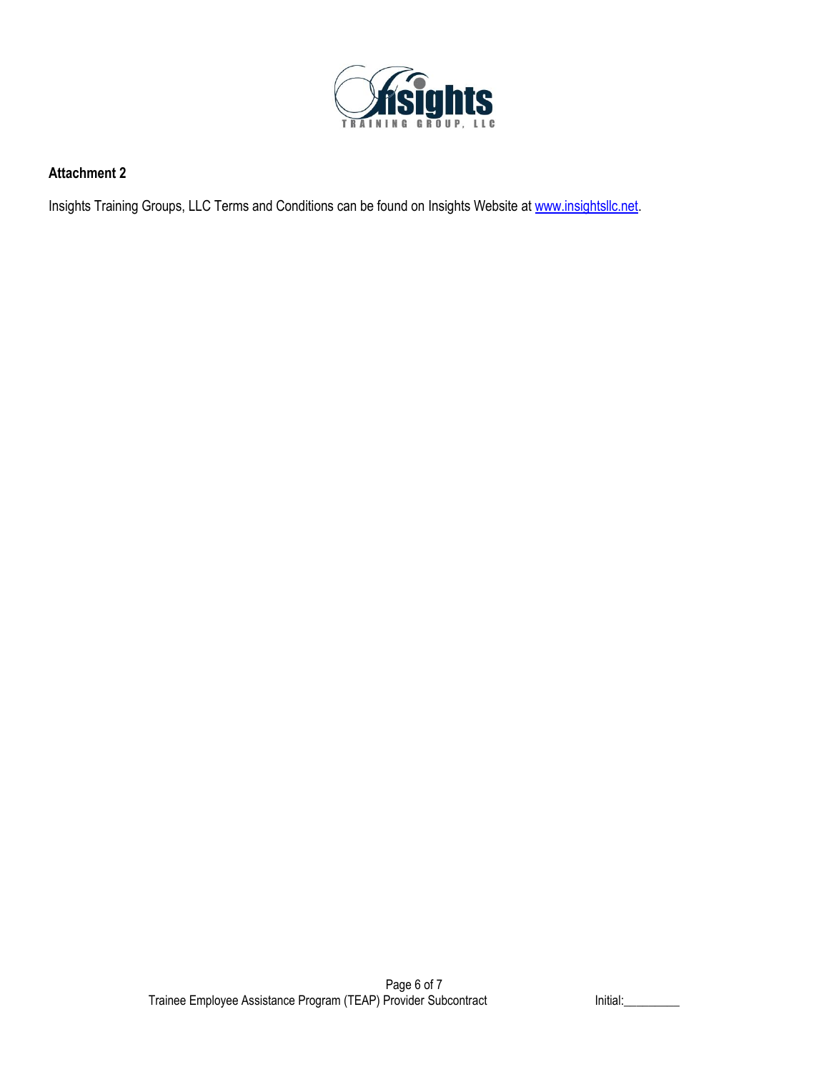**Attachment 2**

Insights Training Groups, LLC Terms and Conditions can be found on Insights Website at [www.insightsllc.net](http://www.insightsllc.net).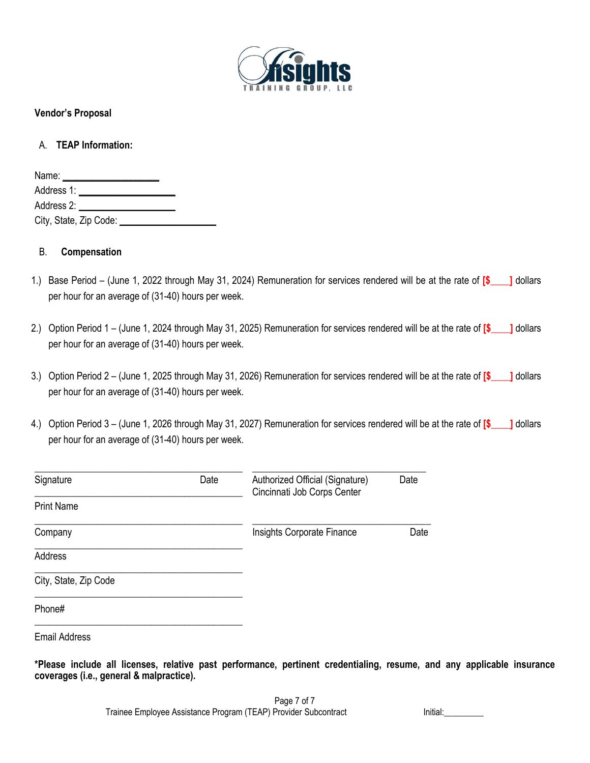**Vendor's Proposal**

A. **TEAP Information:**

Name: ___________________
Address 1: ___________________
Address 2: ___________________
City, State, Zip Code: ___________________

B. **Compensation**

1.) Base Period – (June 1, 2022 through May 31, 2024) Remuneration for services rendered will be at the rate of [$____] dollars per hour for an average of (31-40) hours per week.

2.) Option Period 1 – (June 1, 2024 through May 31, 2025) Remuneration for services rendered will be at the rate of [$____] dollars per hour for an average of (31-40) hours per week.

3.) Option Period 2 – (June 1, 2025 through May 31, 2026) Remuneration for services rendered will be at the rate of [$____] dollars per hour for an average of (31-40) hours per week.

4.) Option Period 3 – (June 1, 2026 through May 31, 2027) Remuneration for services rendered will be at the rate of [$____] dollars per hour for an average of (31-40) hours per week.

| | |
|---|---|
| ______________________________ | ______________________________ |
| Signature                    Date | Authorized Official (Signature)      Date<br>Cincinnati Job Corps Center |
| ______________________________ | |
| Print Name | |
| ______________________________ | ______________________________ |
| Company | Insights Corporate Finance      Date |
| ______________________________ | |
| Address | |
| ______________________________ | |
| City, State, Zip Code | |
| ______________________________ | |
| Phone# | |
| ______________________________ | |
| Email Address | |

***Please include all licenses, relative past performance, pertinent credentialing, resume, and any applicable insurance coverages (i.e., general & malpractice).**

Initial:_________